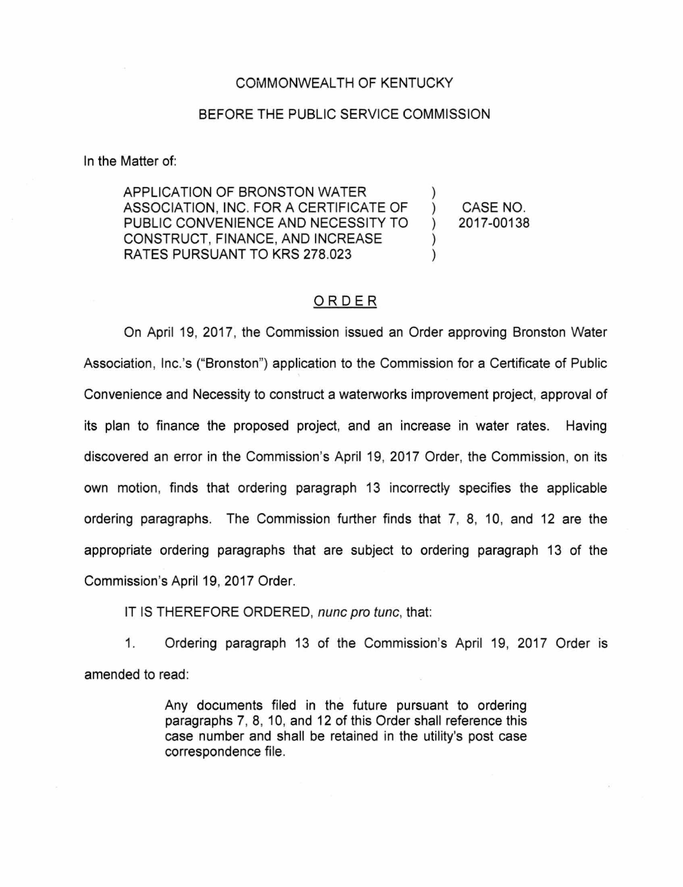COMMONWEALTH OF KENTUCKY

BEFORE THE PUBLIC SERVICE COMMISSION

In the Matter of:

| | | |
|---|---|---|
| APPLICATION OF BRONSTON WATER ASSOCIATION, INC. FOR A CERTIFICATE OF PUBLIC CONVENIENCE AND NECESSITY TO CONSTRUCT, FINANCE, AND INCREASE RATES PURSUANT TO KRS 278.023 | ) ) ) ) ) | CASE NO. 2017-00138 |

## ORDER

On April 19, 2017, the Commission issued an Order approving Bronston Water Association, Inc.'s ("Bronston") application to the Commission for a Certificate of Public Convenience and Necessity to construct a waterworks improvement project, approval of its plan to finance the proposed project, and an increase in water rates. Having discovered an error in the Commission's April 19, 2017 Order, the Commission, on its own motion, finds that ordering paragraph 13 incorrectly specifies the applicable ordering paragraphs. The Commission further finds that 7, 8, 10, and 12 are the appropriate ordering paragraphs that are subject to ordering paragraph 13 of the Commission's April 19, 2017 Order.

IT IS THEREFORE ORDERED, *nunc pro tunc*, that:

1. Ordering paragraph 13 of the Commission's April 19, 2017 Order is amended to read:

> Any documents filed in the future pursuant to ordering paragraphs 7, 8, 10, and 12 of this Order shall reference this case number and shall be retained in the utility's post case correspondence file.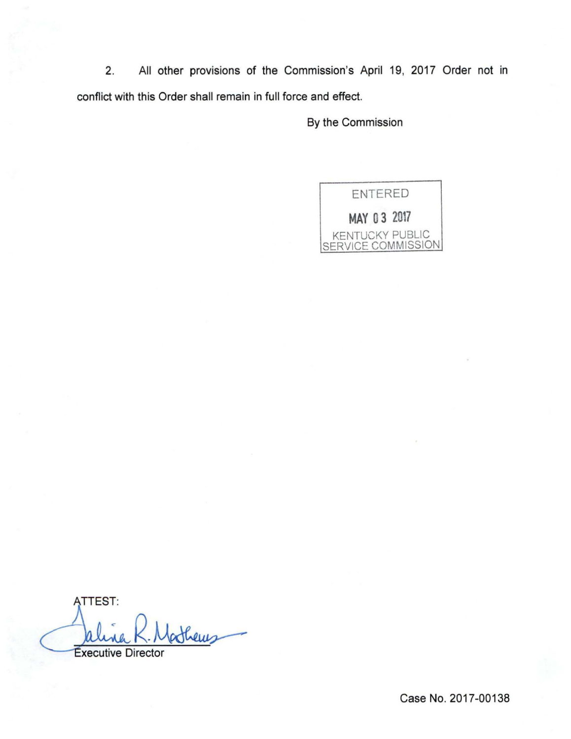2. All other provisions of the Commission's April 19, 2017 Order not in conflict with this Order shall remain in full force and effect.

By the Commission

ENTERED

MAY 03 2017

KENTUCKY PUBLIC SERVICE COMMISSION

ATTEST:

Talina R. Mathews

Executive Director

Case No. 2017-00138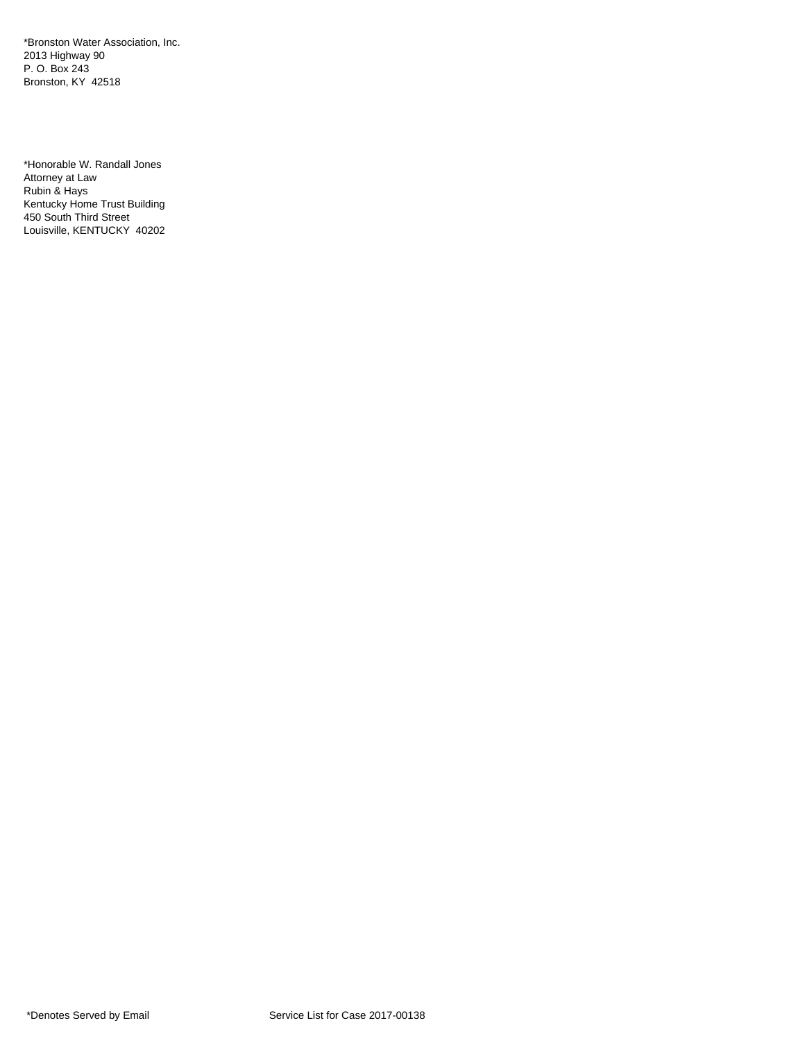*Bronston Water Association, Inc.
2013 Highway 90
P. O. Box 243
Bronston, KY  42518

*Honorable W. Randall Jones
Attorney at Law
Rubin & Hays
Kentucky Home Trust Building
450 South Third Street
Louisville, KENTUCKY  40202

*Denotes Served by Email

Service List for Case 2017-00138